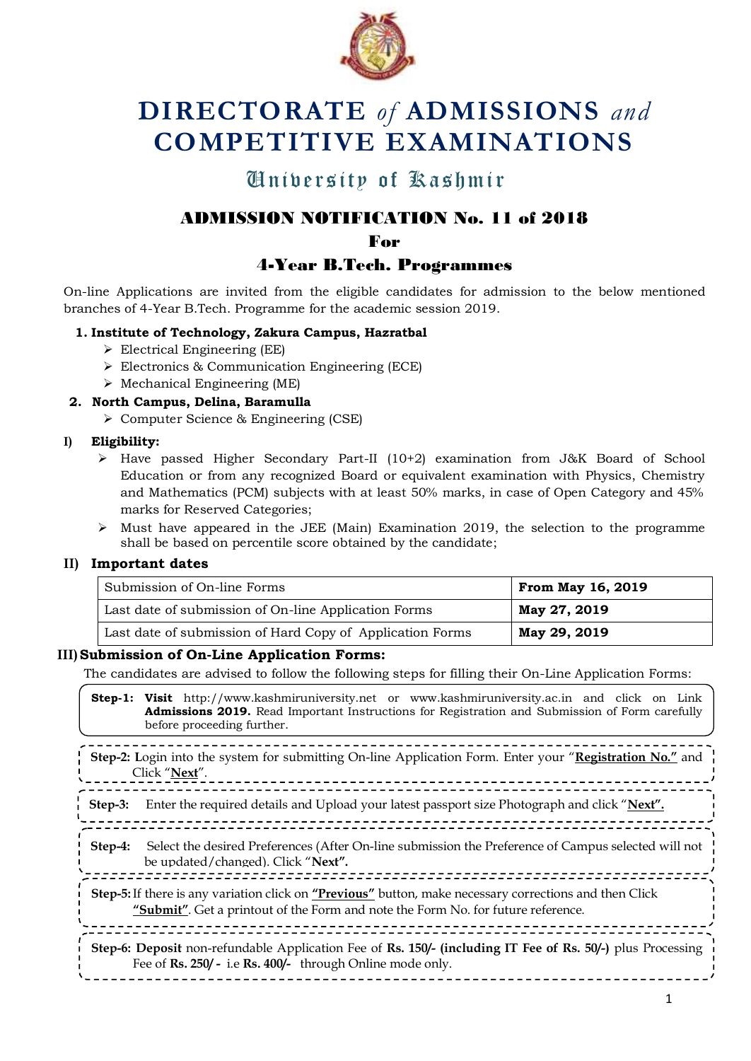# DIRECTORATE *of* ADMISSIONS *and* COMPETITIVE EXAMINATIONS

## University of Kashmir

## ADMISSION NOTIFICATION No. 11 of 2018

### For

### 4-Year B.Tech. Programmes

On-line Applications are invited from the eligible candidates for admission to the below mentioned branches of 4-Year B.Tech. Programme for the academic session 2019.

1. **Institute of Technology, Zakura Campus, Hazratbal**
   - Electrical Engineering (EE)
   - Electronics & Communication Engineering (ECE)
   - Mechanical Engineering (ME)
2. **North Campus, Delina, Baramulla**
   - Computer Science & Engineering (CSE)

**I) Eligibility:**

- Have passed Higher Secondary Part-II (10+2) examination from J&K Board of School Education or from any recognized Board or equivalent examination with Physics, Chemistry and Mathematics (PCM) subjects with at least 50% marks, in case of Open Category and 45% marks for Reserved Categories;
- Must have appeared in the JEE (Main) Examination 2019, the selection to the programme shall be based on percentile score obtained by the candidate;

**II) Important dates**

| Submission of On-line Forms | **From May 16, 2019** |
|---|---|
| Last date of submission of On-line Application Forms | **May 27, 2019** |
| Last date of submission of Hard Copy of Application Forms | **May 29, 2019** |

**III) Submission of On-Line Application Forms:**

The candidates are advised to follow the following steps for filling their On-Line Application Forms:

**Step-1: Visit** http://www.kashmiruniversity.net or www.kashmiruniversity.ac.in and click on Link **Admissions 2019.** Read Important Instructions for Registration and Submission of Form carefully before proceeding further.

**Step-2:** Login into the system for submitting On-line Application Form. Enter your "**Registration No.**" and Click "**Next**".

**Step-3:** Enter the required details and Upload your latest passport size Photograph and click "**Next".**

**Step-4:** Select the desired Preferences (After On-line submission the Preference of Campus selected will not be updated/changed). Click "**Next".**

**Step-5:** If there is any variation click on **"Previous"** button, make necessary corrections and then Click **"Submit"**. Get a printout of the Form and note the Form No. for future reference.

**Step-6: Deposit** non-refundable Application Fee of **Rs. 150/- (including IT Fee of Rs. 50/-)** plus Processing Fee of **Rs. 250/-** i.e **Rs. 400/-** through Online mode only.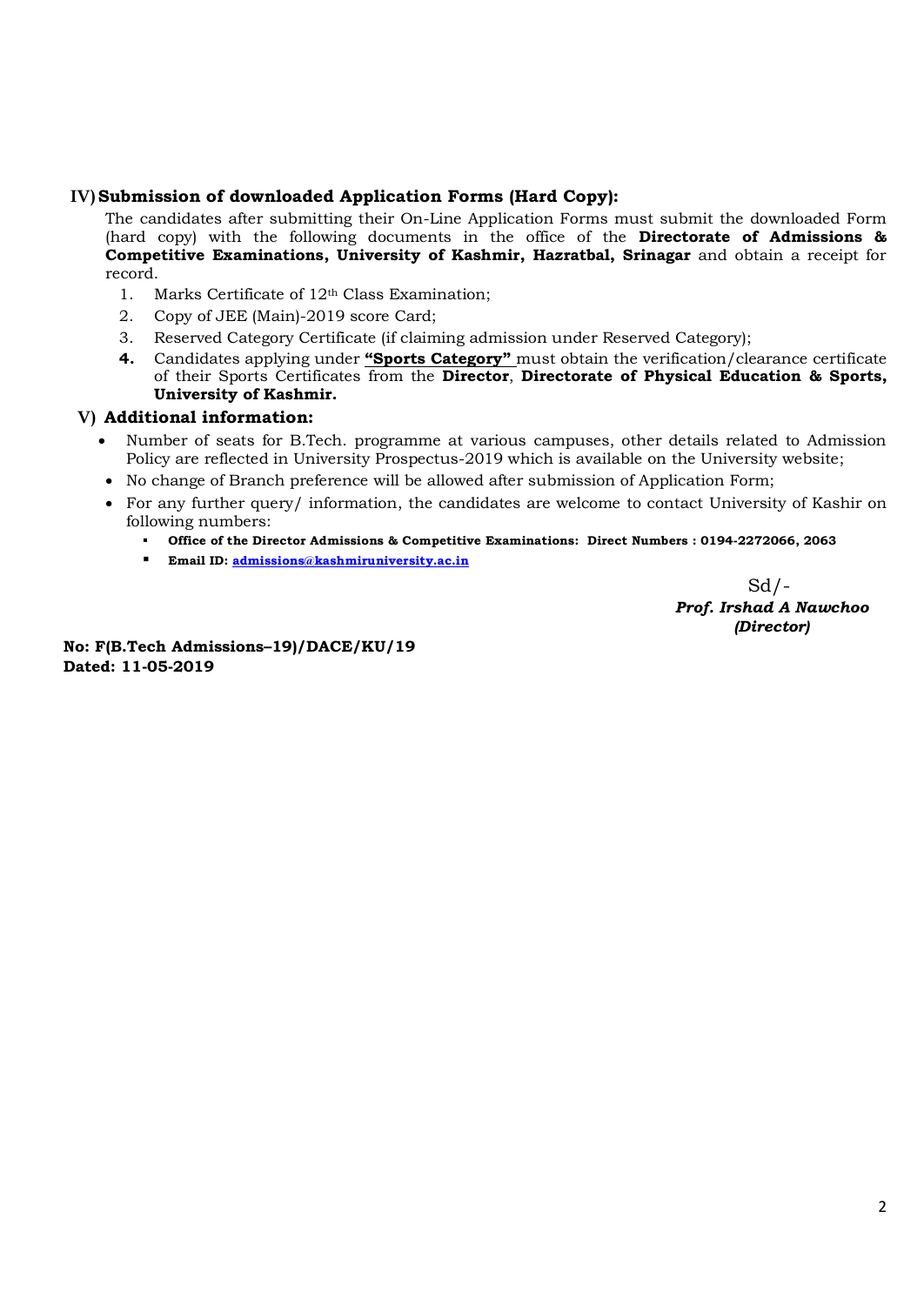## IV) Submission of downloaded Application Forms (Hard Copy):

The candidates after submitting their On-Line Application Forms must submit the downloaded Form (hard copy) with the following documents in the office of the **Directorate of Admissions & Competitive Examinations, University of Kashmir, Hazratbal, Srinagar** and obtain a receipt for record.

1. Marks Certificate of 12th Class Examination;
2. Copy of JEE (Main)-2019 score Card;
3. Reserved Category Certificate (if claiming admission under Reserved Category);
4. Candidates applying under **"Sports Category"** must obtain the verification/clearance certificate of their Sports Certificates from the **Director**, **Directorate of Physical Education & Sports, University of Kashmir.**

## V) Additional information:

- Number of seats for B.Tech. programme at various campuses, other details related to Admission Policy are reflected in University Prospectus-2019 which is available on the University website;
- No change of Branch preference will be allowed after submission of Application Form;
- For any further query/ information, the candidates are welcome to contact University of Kashir on following numbers:
  - **Office of the Director Admissions & Competitive Examinations: Direct Numbers : 0194-2272066, 2063**
  - **Email ID: admissions@kashmiruniversity.ac.in**

Sd/-
***Prof. Irshad A Nawchoo***
***(Director)***

**No: F(B.Tech Admissions–19)/DACE/KU/19**
**Dated: 11-05-2019**